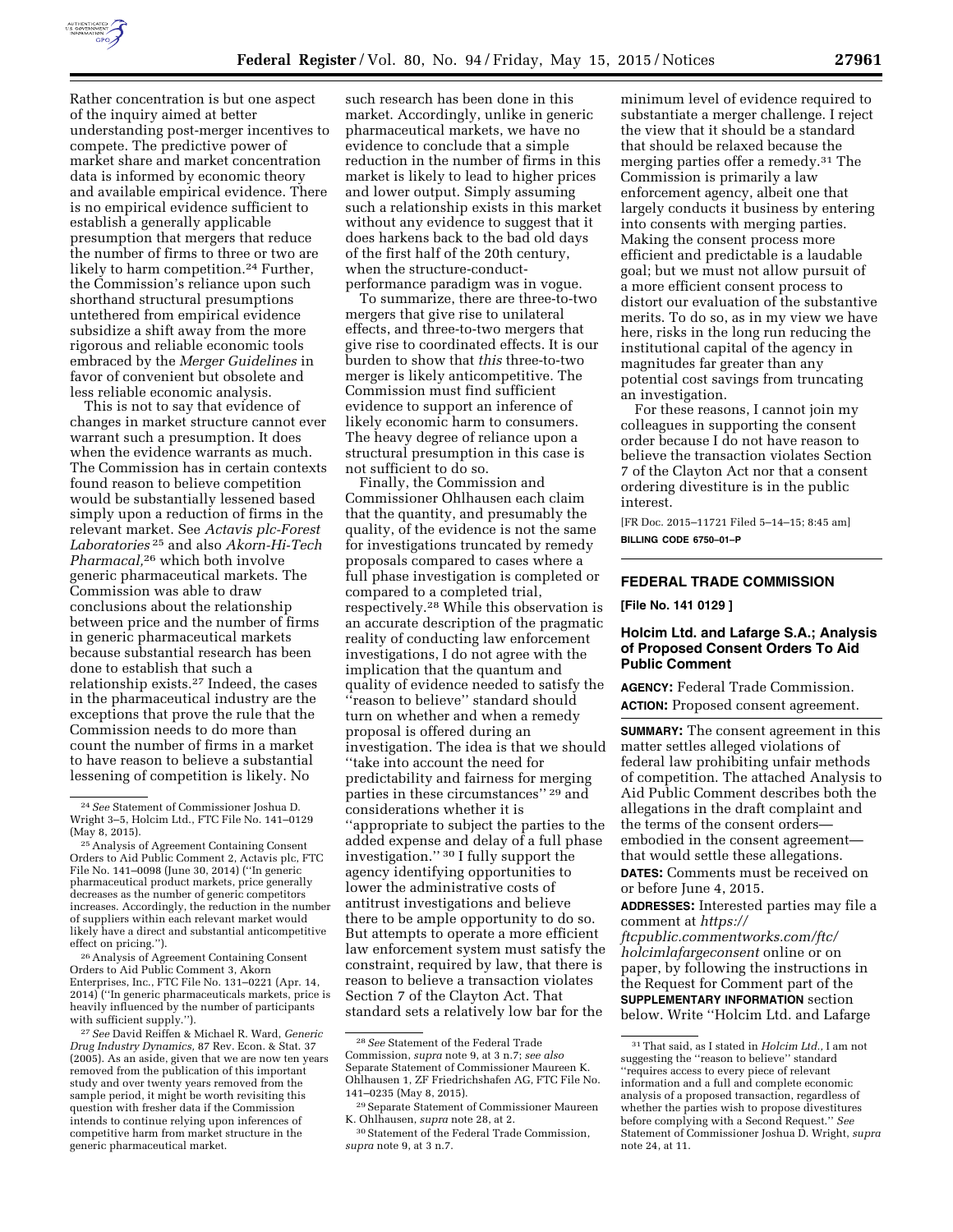Rather concentration is but one aspect of the inquiry aimed at better understanding post-merger incentives to compete. The predictive power of market share and market concentration data is informed by economic theory and available empirical evidence. There is no empirical evidence sufficient to establish a generally applicable presumption that mergers that reduce the number of firms to three or two are likely to harm competition.[24] Further, the Commission's reliance upon such shorthand structural presumptions untethered from empirical evidence subsidize a shift away from the more rigorous and reliable economic tools embraced by the *Merger Guidelines* in favor of convenient but obsolete and less reliable economic analysis.

This is not to say that evidence of changes in market structure cannot ever warrant such a presumption. It does when the evidence warrants as much. The Commission has in certain contexts found reason to believe competition would be substantially lessened based simply upon a reduction of firms in the relevant market. See *Actavis plc-Forest Laboratories*[25] and also *Akorn-Hi-Tech Pharmacal,*[26] which both involve generic pharmaceutical markets. The Commission was able to draw conclusions about the relationship between price and the number of firms in generic pharmaceutical markets because substantial research has been done to establish that such a relationship exists.[27] Indeed, the cases in the pharmaceutical industry are the exceptions that prove the rule that the Commission needs to do more than count the number of firms in a market to have reason to believe a substantial lessening of competition is likely. No such research has been done in this market. Accordingly, unlike in generic pharmaceutical markets, we have no evidence to conclude that a simple reduction in the number of firms in this market is likely to lead to higher prices and lower output. Simply assuming such a relationship exists in this market without any evidence to suggest that it does harkens back to the bad old days of the first half of the 20th century, when the structure-conduct-performance paradigm was in vogue.

To summarize, there are three-to-two mergers that give rise to unilateral effects, and three-to-two mergers that give rise to coordinated effects. It is our burden to show that *this* three-to-two merger is likely anticompetitive. The Commission must find sufficient evidence to support an inference of likely economic harm to consumers. The heavy degree of reliance upon a structural presumption in this case is not sufficient to do so.

Finally, the Commission and Commissioner Ohlhausen each claim that the quantity, and presumably the quality, of the evidence is not the same for investigations truncated by remedy proposals compared to cases where a full phase investigation is completed or compared to a completed trial, respectively.[28] While this observation is an accurate description of the pragmatic reality of conducting law enforcement investigations, I do not agree with the implication that the quantum and quality of evidence needed to satisfy the ''reason to believe'' standard should turn on whether and when a remedy proposal is offered during an investigation. The idea is that we should ''take into account the need for predictability and fairness for merging parties in these circumstances'' [29] and considerations whether it is ''appropriate to subject the parties to the added expense and delay of a full phase investigation.'' [30] I fully support the agency identifying opportunities to lower the administrative costs of antitrust investigations and believe there to be ample opportunity to do so. But attempts to operate a more efficient law enforcement system must satisfy the constraint, required by law, that there is reason to believe a transaction violates Section 7 of the Clayton Act. That standard sets a relatively low bar for the minimum level of evidence required to substantiate a merger challenge. I reject the view that it should be a standard that should be relaxed because the merging parties offer a remedy.[31] The Commission is primarily a law enforcement agency, albeit one that largely conducts it business by entering into consents with merging parties. Making the consent process more efficient and predictable is a laudable goal; but we must not allow pursuit of a more efficient consent process to distort our evaluation of the substantive merits. To do so, as in my view we have here, risks in the long run reducing the institutional capital of the agency in magnitudes far greater than any potential cost savings from truncating an investigation.

For these reasons, I cannot join my colleagues in supporting the consent order because I do not have reason to believe the transaction violates Section 7 of the Clayton Act nor that a consent ordering divestiture is in the public interest.

[FR Doc. 2015–11721 Filed 5–14–15; 8:45 am]

**BILLING CODE 6750–01–P**

[24] *See* Statement of Commissioner Joshua D. Wright 3–5, Holcim Ltd., FTC File No. 141–0129 (May 8, 2015).

[25] Analysis of Agreement Containing Consent Orders to Aid Public Comment 2, Actavis plc, FTC File No. 141–0098 (June 30, 2014) (''In generic pharmaceutical product markets, price generally decreases as the number of generic competitors increases. Accordingly, the reduction in the number of suppliers within each relevant market would likely have a direct and substantial anticompetitive effect on pricing.'').

[26] Analysis of Agreement Containing Consent Orders to Aid Public Comment 3, Akorn Enterprises, Inc., FTC File No. 131–0221 (Apr. 14, 2014) (''In generic pharmaceuticals markets, price is heavily influenced by the number of participants with sufficient supply.'').

[27] *See* David Reiffen & Michael R. Ward, *Generic Drug Industry Dynamics,* 87 Rev. Econ. & Stat. 37 (2005). As an aside, given that we are now ten years removed from the publication of this important study and over twenty years removed from the sample period, it might be worth revisiting this question with fresher data if the Commission intends to continue relying upon inferences of competitive harm from market structure in the generic pharmaceutical market.

[28] *See* Statement of the Federal Trade Commission, *supra* note 9, at 3 n.7; *see also* Separate Statement of Commissioner Maureen K. Ohlhausen 1, ZF Friedrichshafen AG, FTC File No. 141–0235 (May 8, 2015).

[29] Separate Statement of Commissioner Maureen K. Ohlhausen, *supra* note 28, at 2.

[30] Statement of the Federal Trade Commission, *supra* note 9, at 3 n.7.

[31] That said, as I stated in *Holcim Ltd.,* I am not suggesting the ''reason to believe'' standard ''requires access to every piece of relevant information and a full and complete economic analysis of a proposed transaction, regardless of whether the parties wish to propose divestitures before complying with a Second Request.'' *See* Statement of Commissioner Joshua D. Wright, *supra* note 24, at 11.

## FEDERAL TRADE COMMISSION

**[File No. 141 0129 ]**

### Holcim Ltd. and Lafarge S.A.; Analysis of Proposed Consent Orders To Aid Public Comment

**AGENCY:** Federal Trade Commission.

**ACTION:** Proposed consent agreement.

**SUMMARY:** The consent agreement in this matter settles alleged violations of federal law prohibiting unfair methods of competition. The attached Analysis to Aid Public Comment describes both the allegations in the draft complaint and the terms of the consent orders—embodied in the consent agreement—that would settle these allegations.

**DATES:** Comments must be received on or before June 4, 2015.

**ADDRESSES:** Interested parties may file a comment at *https://ftcpublic.commentworks.com/ftc/holcimlafargeconsent* online or on paper, by following the instructions in the Request for Comment part of the **SUPPLEMENTARY INFORMATION** section below. Write ''Holcim Ltd. and Lafarge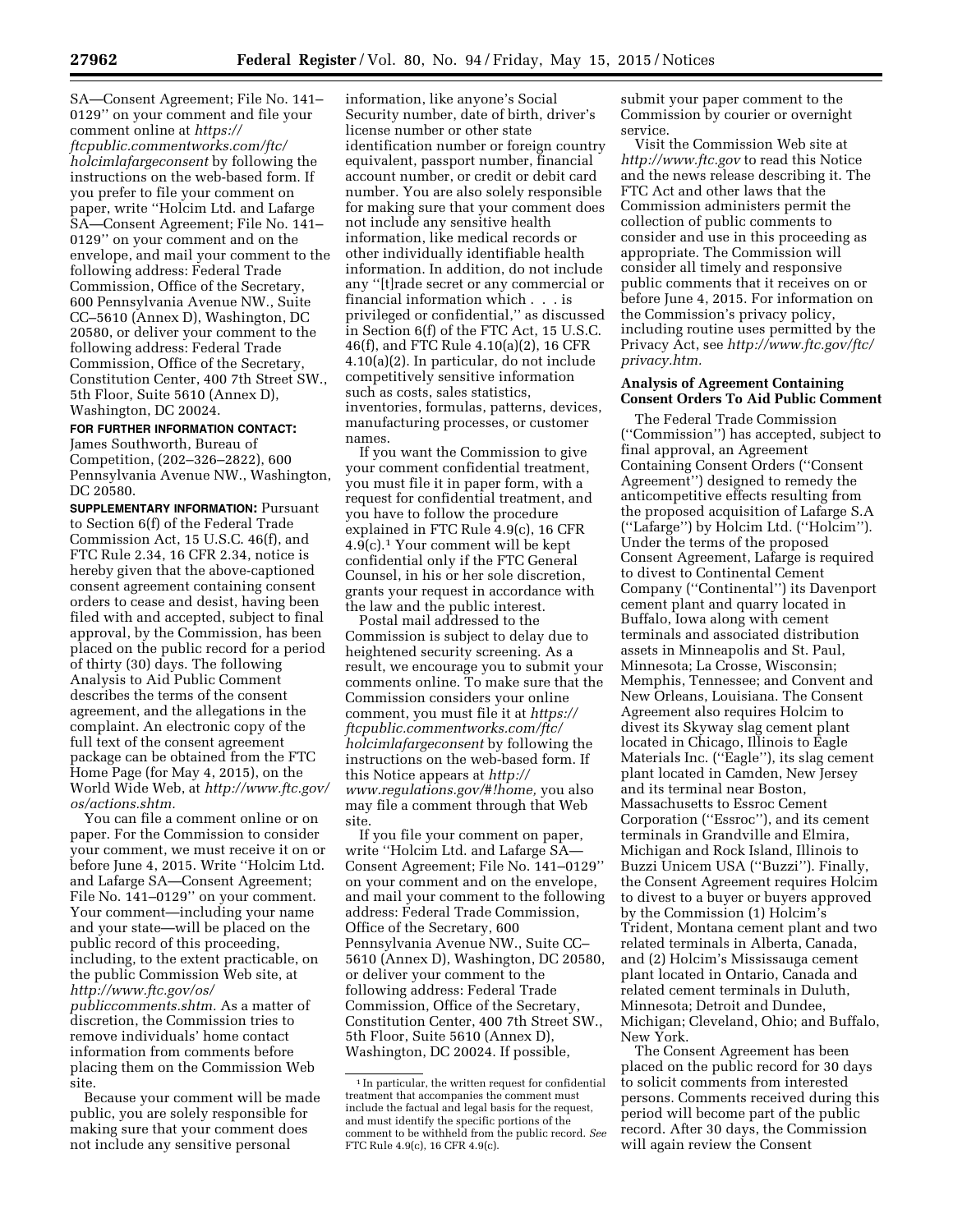SA—Consent Agreement; File No. 141–0129'' on your comment and file your comment online at *https://ftcpublic.commentworks.com/ftc/holcimlafargeconsent* by following the instructions on the web-based form. If you prefer to file your comment on paper, write ''Holcim Ltd. and Lafarge SA—Consent Agreement; File No. 141–0129'' on your comment and on the envelope, and mail your comment to the following address: Federal Trade Commission, Office of the Secretary, 600 Pennsylvania Avenue NW., Suite CC–5610 (Annex D), Washington, DC 20580, or deliver your comment to the following address: Federal Trade Commission, Office of the Secretary, Constitution Center, 400 7th Street SW., 5th Floor, Suite 5610 (Annex D), Washington, DC 20024.

**FOR FURTHER INFORMATION CONTACT:** James Southworth, Bureau of Competition, (202–326–2822), 600 Pennsylvania Avenue NW., Washington, DC 20580.

**SUPPLEMENTARY INFORMATION:** Pursuant to Section 6(f) of the Federal Trade Commission Act, 15 U.S.C. 46(f), and FTC Rule 2.34, 16 CFR 2.34, notice is hereby given that the above-captioned consent agreement containing consent orders to cease and desist, having been filed with and accepted, subject to final approval, by the Commission, has been placed on the public record for a period of thirty (30) days. The following Analysis to Aid Public Comment describes the terms of the consent agreement, and the allegations in the complaint. An electronic copy of the full text of the consent agreement package can be obtained from the FTC Home Page (for May 4, 2015), on the World Wide Web, at *http://www.ftc.gov/os/actions.shtm.*

You can file a comment online or on paper. For the Commission to consider your comment, we must receive it on or before June 4, 2015. Write ''Holcim Ltd. and Lafarge SA—Consent Agreement; File No. 141–0129'' on your comment. Your comment—including your name and your state—will be placed on the public record of this proceeding, including, to the extent practicable, on the public Commission Web site, at *http://www.ftc.gov/os/publiccomments.shtm.* As a matter of discretion, the Commission tries to remove individuals' home contact information from comments before placing them on the Commission Web site.

Because your comment will be made public, you are solely responsible for making sure that your comment does not include any sensitive personal information, like anyone's Social Security number, date of birth, driver's license number or other state identification number or foreign country equivalent, passport number, financial account number, or credit or debit card number. You are also solely responsible for making sure that your comment does not include any sensitive health information, like medical records or other individually identifiable health information. In addition, do not include any ''[t]rade secret or any commercial or financial information which . . . is privileged or confidential,'' as discussed in Section 6(f) of the FTC Act, 15 U.S.C. 46(f), and FTC Rule 4.10(a)(2), 16 CFR 4.10(a)(2). In particular, do not include competitively sensitive information such as costs, sales statistics, inventories, formulas, patterns, devices, manufacturing processes, or customer names.

If you want the Commission to give your comment confidential treatment, you must file it in paper form, with a request for confidential treatment, and you have to follow the procedure explained in FTC Rule 4.9(c), 16 CFR 4.9(c).[1] Your comment will be kept confidential only if the FTC General Counsel, in his or her sole discretion, grants your request in accordance with the law and the public interest.

Postal mail addressed to the Commission is subject to delay due to heightened security screening. As a result, we encourage you to submit your comments online. To make sure that the Commission considers your online comment, you must file it at *https://ftcpublic.commentworks.com/ftc/holcimlafargeconsent* by following the instructions on the web-based form. If this Notice appears at *http://www.regulations.gov/#!home,* you also may file a comment through that Web site.

If you file your comment on paper, write ''Holcim Ltd. and Lafarge SA—Consent Agreement; File No. 141–0129'' on your comment and on the envelope, and mail your comment to the following address: Federal Trade Commission, Office of the Secretary, 600 Pennsylvania Avenue NW., Suite CC–5610 (Annex D), Washington, DC 20580, or deliver your comment to the following address: Federal Trade Commission, Office of the Secretary, Constitution Center, 400 7th Street SW., 5th Floor, Suite 5610 (Annex D), Washington, DC 20024. If possible, submit your paper comment to the Commission by courier or overnight service.

Visit the Commission Web site at *http://www.ftc.gov* to read this Notice and the news release describing it. The FTC Act and other laws that the Commission administers permit the collection of public comments to consider and use in this proceeding as appropriate. The Commission will consider all timely and responsive public comments that it receives on or before June 4, 2015. For information on the Commission's privacy policy, including routine uses permitted by the Privacy Act, see *http://www.ftc.gov/ftc/privacy.htm.*

### Analysis of Agreement Containing Consent Orders To Aid Public Comment

The Federal Trade Commission (''Commission'') has accepted, subject to final approval, an Agreement Containing Consent Orders (''Consent Agreement'') designed to remedy the anticompetitive effects resulting from the proposed acquisition of Lafarge S.A (''Lafarge'') by Holcim Ltd. (''Holcim''). Under the terms of the proposed Consent Agreement, Lafarge is required to divest to Continental Cement Company (''Continental'') its Davenport cement plant and quarry located in Buffalo, Iowa along with cement terminals and associated distribution assets in Minneapolis and St. Paul, Minnesota; La Crosse, Wisconsin; Memphis, Tennessee; and Convent and New Orleans, Louisiana. The Consent Agreement also requires Holcim to divest its Skyway slag cement plant located in Chicago, Illinois to Eagle Materials Inc. (''Eagle''), its slag cement plant located in Camden, New Jersey and its terminal near Boston, Massachusetts to Essroc Cement Corporation (''Essroc''), and its cement terminals in Grandville and Elmira, Michigan and Rock Island, Illinois to Buzzi Unicem USA (''Buzzi''). Finally, the Consent Agreement requires Holcim to divest to a buyer or buyers approved by the Commission (1) Holcim's Trident, Montana cement plant and two related terminals in Alberta, Canada, and (2) Holcim's Mississauga cement plant located in Ontario, Canada and related cement terminals in Duluth, Minnesota; Detroit and Dundee, Michigan; Cleveland, Ohio; and Buffalo, New York.

The Consent Agreement has been placed on the public record for 30 days to solicit comments from interested persons. Comments received during this period will become part of the public record. After 30 days, the Commission will again review the Consent

[1] In particular, the written request for confidential treatment that accompanies the comment must include the factual and legal basis for the request, and must identify the specific portions of the comment to be withheld from the public record. *See* FTC Rule 4.9(c), 16 CFR 4.9(c).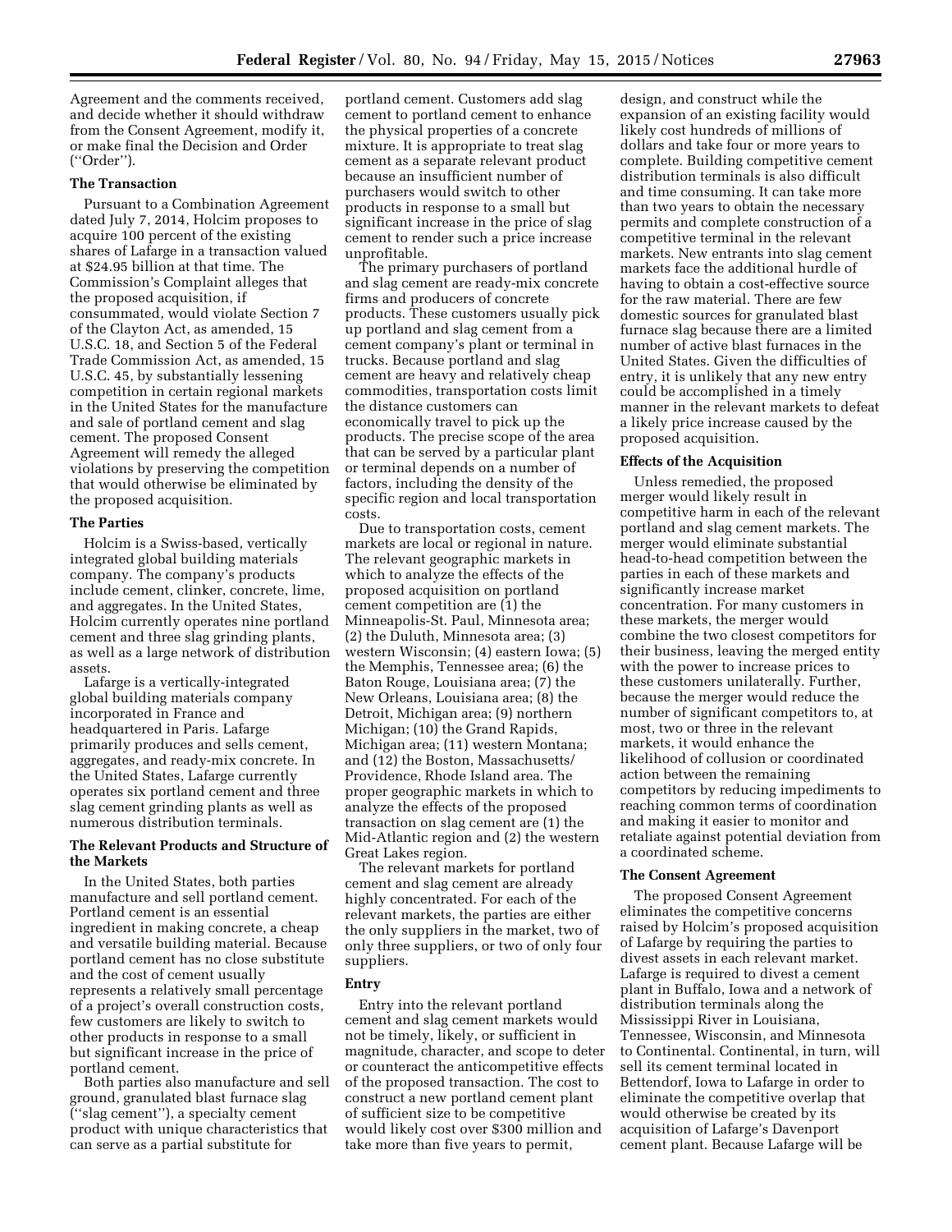Agreement and the comments received, and decide whether it should withdraw from the Consent Agreement, modify it, or make final the Decision and Order (''Order'').

**The Transaction**

Pursuant to a Combination Agreement dated July 7, 2014, Holcim proposes to acquire 100 percent of the existing shares of Lafarge in a transaction valued at $24.95 billion at that time. The Commission's Complaint alleges that the proposed acquisition, if consummated, would violate Section 7 of the Clayton Act, as amended, 15 U.S.C. 18, and Section 5 of the Federal Trade Commission Act, as amended, 15 U.S.C. 45, by substantially lessening competition in certain regional markets in the United States for the manufacture and sale of portland cement and slag cement. The proposed Consent Agreement will remedy the alleged violations by preserving the competition that would otherwise be eliminated by the proposed acquisition.

**The Parties**

Holcim is a Swiss-based, vertically integrated global building materials company. The company's products include cement, clinker, concrete, lime, and aggregates. In the United States, Holcim currently operates nine portland cement and three slag grinding plants, as well as a large network of distribution assets.

Lafarge is a vertically-integrated global building materials company incorporated in France and headquartered in Paris. Lafarge primarily produces and sells cement, aggregates, and ready-mix concrete. In the United States, Lafarge currently operates six portland cement and three slag cement grinding plants as well as numerous distribution terminals.

**The Relevant Products and Structure of the Markets**

In the United States, both parties manufacture and sell portland cement. Portland cement is an essential ingredient in making concrete, a cheap and versatile building material. Because portland cement has no close substitute and the cost of cement usually represents a relatively small percentage of a project's overall construction costs, few customers are likely to switch to other products in response to a small but significant increase in the price of portland cement.

Both parties also manufacture and sell ground, granulated blast furnace slag (''slag cement''), a specialty cement product with unique characteristics that can serve as a partial substitute for portland cement. Customers add slag cement to portland cement to enhance the physical properties of a concrete mixture. It is appropriate to treat slag cement as a separate relevant product because an insufficient number of purchasers would switch to other products in response to a small but significant increase in the price of slag cement to render such a price increase unprofitable.

The primary purchasers of portland and slag cement are ready-mix concrete firms and producers of concrete products. These customers usually pick up portland and slag cement from a cement company's plant or terminal in trucks. Because portland and slag cement are heavy and relatively cheap commodities, transportation costs limit the distance customers can economically travel to pick up the products. The precise scope of the area that can be served by a particular plant or terminal depends on a number of factors, including the density of the specific region and local transportation costs.

Due to transportation costs, cement markets are local or regional in nature. The relevant geographic markets in which to analyze the effects of the proposed acquisition on portland cement competition are (1) the Minneapolis-St. Paul, Minnesota area; (2) the Duluth, Minnesota area; (3) western Wisconsin; (4) eastern Iowa; (5) the Memphis, Tennessee area; (6) the Baton Rouge, Louisiana area; (7) the New Orleans, Louisiana area; (8) the Detroit, Michigan area; (9) northern Michigan; (10) the Grand Rapids, Michigan area; (11) western Montana; and (12) the Boston, Massachusetts/Providence, Rhode Island area. The proper geographic markets in which to analyze the effects of the proposed transaction on slag cement are (1) the Mid-Atlantic region and (2) the western Great Lakes region.

The relevant markets for portland cement and slag cement are already highly concentrated. For each of the relevant markets, the parties are either the only suppliers in the market, two of only three suppliers, or two of only four suppliers.

**Entry**

Entry into the relevant portland cement and slag cement markets would not be timely, likely, or sufficient in magnitude, character, and scope to deter or counteract the anticompetitive effects of the proposed transaction. The cost to construct a new portland cement plant of sufficient size to be competitive would likely cost over $300 million and take more than five years to permit, design, and construct while the expansion of an existing facility would likely cost hundreds of millions of dollars and take four or more years to complete. Building competitive cement distribution terminals is also difficult and time consuming. It can take more than two years to obtain the necessary permits and complete construction of a competitive terminal in the relevant markets. New entrants into slag cement markets face the additional hurdle of having to obtain a cost-effective source for the raw material. There are few domestic sources for granulated blast furnace slag because there are a limited number of active blast furnaces in the United States. Given the difficulties of entry, it is unlikely that any new entry could be accomplished in a timely manner in the relevant markets to defeat a likely price increase caused by the proposed acquisition.

**Effects of the Acquisition**

Unless remedied, the proposed merger would likely result in competitive harm in each of the relevant portland and slag cement markets. The merger would eliminate substantial head-to-head competition between the parties in each of these markets and significantly increase market concentration. For many customers in these markets, the merger would combine the two closest competitors for their business, leaving the merged entity with the power to increase prices to these customers unilaterally. Further, because the merger would reduce the number of significant competitors to, at most, two or three in the relevant markets, it would enhance the likelihood of collusion or coordinated action between the remaining competitors by reducing impediments to reaching common terms of coordination and making it easier to monitor and retaliate against potential deviation from a coordinated scheme.

**The Consent Agreement**

The proposed Consent Agreement eliminates the competitive concerns raised by Holcim's proposed acquisition of Lafarge by requiring the parties to divest assets in each relevant market. Lafarge is required to divest a cement plant in Buffalo, Iowa and a network of distribution terminals along the Mississippi River in Louisiana, Tennessee, Wisconsin, and Minnesota to Continental. Continental, in turn, will sell its cement terminal located in Bettendorf, Iowa to Lafarge in order to eliminate the competitive overlap that would otherwise be created by its acquisition of Lafarge's Davenport cement plant. Because Lafarge will be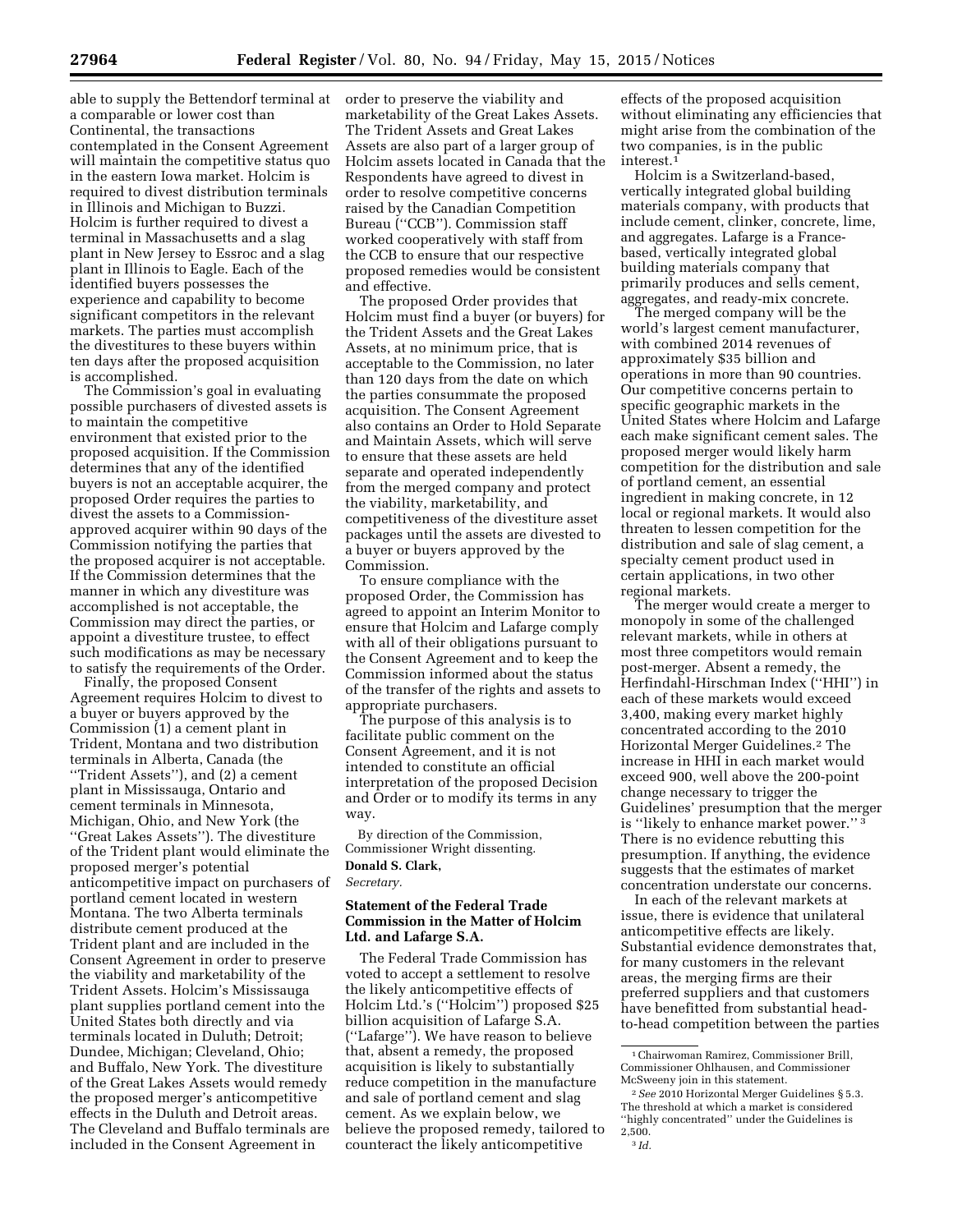able to supply the Bettendorf terminal at a comparable or lower cost than Continental, the transactions contemplated in the Consent Agreement will maintain the competitive status quo in the eastern Iowa market. Holcim is required to divest distribution terminals in Illinois and Michigan to Buzzi. Holcim is further required to divest a terminal in Massachusetts and a slag plant in New Jersey to Essroc and a slag plant in Illinois to Eagle. Each of the identified buyers possesses the experience and capability to become significant competitors in the relevant markets. The parties must accomplish the divestitures to these buyers within ten days after the proposed acquisition is accomplished.

The Commission's goal in evaluating possible purchasers of divested assets is to maintain the competitive environment that existed prior to the proposed acquisition. If the Commission determines that any of the identified buyers is not an acceptable acquirer, the proposed Order requires the parties to divest the assets to a Commission-approved acquirer within 90 days of the Commission notifying the parties that the proposed acquirer is not acceptable. If the Commission determines that the manner in which any divestiture was accomplished is not acceptable, the Commission may direct the parties, or appoint a divestiture trustee, to effect such modifications as may be necessary to satisfy the requirements of the Order.

Finally, the proposed Consent Agreement requires Holcim to divest to a buyer or buyers approved by the Commission (1) a cement plant in Trident, Montana and two distribution terminals in Alberta, Canada (the "Trident Assets"), and (2) a cement plant in Mississauga, Ontario and cement terminals in Minnesota, Michigan, Ohio, and New York (the "Great Lakes Assets"). The divestiture of the Trident plant would eliminate the proposed merger's potential anticompetitive impact on purchasers of portland cement located in western Montana. The two Alberta terminals distribute cement produced at the Trident plant and are included in the Consent Agreement in order to preserve the viability and marketability of the Trident Assets. Holcim's Mississauga plant supplies portland cement into the United States both directly and via terminals located in Duluth; Detroit; Dundee, Michigan; Cleveland, Ohio; and Buffalo, New York. The divestiture of the Great Lakes Assets would remedy the proposed merger's anticompetitive effects in the Duluth and Detroit areas. The Cleveland and Buffalo terminals are included in the Consent Agreement in order to preserve the viability and marketability of the Great Lakes Assets. The Trident Assets and Great Lakes Assets are also part of a larger group of Holcim assets located in Canada that the Respondents have agreed to divest in order to resolve competitive concerns raised by the Canadian Competition Bureau ("CCB"). Commission staff worked cooperatively with staff from the CCB to ensure that our respective proposed remedies would be consistent and effective.

The proposed Order provides that Holcim must find a buyer (or buyers) for the Trident Assets and the Great Lakes Assets, at no minimum price, that is acceptable to the Commission, no later than 120 days from the date on which the parties consummate the proposed acquisition. The Consent Agreement also contains an Order to Hold Separate and Maintain Assets, which will serve to ensure that these assets are held separate and operated independently from the merged company and protect the viability, marketability, and competitiveness of the divestiture asset packages until the assets are divested to a buyer or buyers approved by the Commission.

To ensure compliance with the proposed Order, the Commission has agreed to appoint an Interim Monitor to ensure that Holcim and Lafarge comply with all of their obligations pursuant to the Consent Agreement and to keep the Commission informed about the status of the transfer of the rights and assets to appropriate purchasers.

The purpose of this analysis is to facilitate public comment on the Consent Agreement, and it is not intended to constitute an official interpretation of the proposed Decision and Order or to modify its terms in any way.

By direction of the Commission, Commissioner Wright dissenting.

**Donald S. Clark,**

*Secretary.*

## Statement of the Federal Trade Commission in the Matter of Holcim Ltd. and Lafarge S.A.

The Federal Trade Commission has voted to accept a settlement to resolve the likely anticompetitive effects of Holcim Ltd.'s ("Holcim") proposed $25 billion acquisition of Lafarge S.A. ("Lafarge"). We have reason to believe that, absent a remedy, the proposed acquisition is likely to substantially reduce competition in the manufacture and sale of portland cement and slag cement. As we explain below, we believe the proposed remedy, tailored to counteract the likely anticompetitive effects of the proposed acquisition without eliminating any efficiencies that might arise from the combination of the two companies, is in the public interest.[1]

Holcim is a Switzerland-based, vertically integrated global building materials company, with products that include cement, clinker, concrete, lime, and aggregates. Lafarge is a France-based, vertically integrated global building materials company that primarily produces and sells cement, aggregates, and ready-mix concrete.

The merged company will be the world's largest cement manufacturer, with combined 2014 revenues of approximately $35 billion and operations in more than 90 countries. Our competitive concerns pertain to specific geographic markets in the United States where Holcim and Lafarge each make significant cement sales. The proposed merger would likely harm competition for the distribution and sale of portland cement, an essential ingredient in making concrete, in 12 local or regional markets. It would also threaten to lessen competition for the distribution and sale of slag cement, a specialty cement product used in certain applications, in two other regional markets.

The merger would create a merger to monopoly in some of the challenged relevant markets, while in others at most three competitors would remain post-merger. Absent a remedy, the Herfindahl-Hirschman Index ("HHI") in each of these markets would exceed 3,400, making every market highly concentrated according to the 2010 Horizontal Merger Guidelines.[2] The increase in HHI in each market would exceed 900, well above the 200-point change necessary to trigger the Guidelines' presumption that the merger is "likely to enhance market power." [3] There is no evidence rebutting this presumption. If anything, the evidence suggests that the estimates of market concentration understate our concerns.

In each of the relevant markets at issue, there is evidence that unilateral anticompetitive effects are likely. Substantial evidence demonstrates that, for many customers in the relevant areas, the merging firms are their preferred suppliers and that customers have benefitted from substantial head-to-head competition between the parties

[1] Chairwoman Ramirez, Commissioner Brill, Commissioner Ohlhausen, and Commissioner McSweeny join in this statement.

[2] *See* 2010 Horizontal Merger Guidelines § 5.3. The threshold at which a market is considered "highly concentrated" under the Guidelines is 2,500.

[3] *Id.*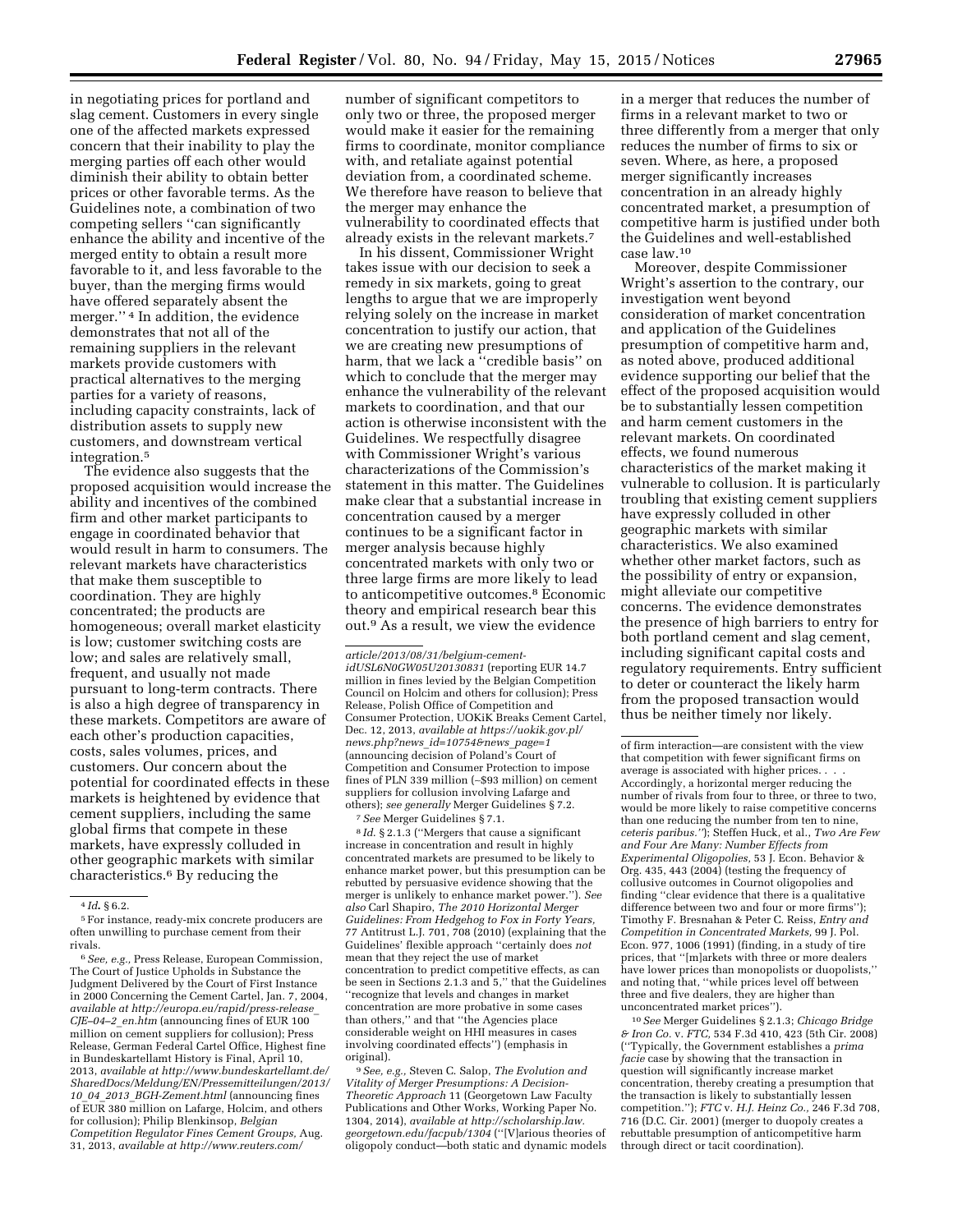in negotiating prices for portland and slag cement. Customers in every single one of the affected markets expressed concern that their inability to play the merging parties off each other would diminish their ability to obtain better prices or other favorable terms. As the Guidelines note, a combination of two competing sellers ''can significantly enhance the ability and incentive of the merged entity to obtain a result more favorable to it, and less favorable to the buyer, than the merging firms would have offered separately absent the merger.'' [4] In addition, the evidence demonstrates that not all of the remaining suppliers in the relevant markets provide customers with practical alternatives to the merging parties for a variety of reasons, including capacity constraints, lack of distribution assets to supply new customers, and downstream vertical integration. [5]

The evidence also suggests that the proposed acquisition would increase the ability and incentives of the combined firm and other market participants to engage in coordinated behavior that would result in harm to consumers. The relevant markets have characteristics that make them susceptible to coordination. They are highly concentrated; the products are homogeneous; overall market elasticity is low; customer switching costs are low; and sales are relatively small, frequent, and usually not made pursuant to long-term contracts. There is also a high degree of transparency in these markets. Competitors are aware of each other's production capacities, costs, sales volumes, prices, and customers. Our concern about the potential for coordinated effects in these markets is heightened by evidence that cement suppliers, including the same global firms that compete in these markets, have expressly colluded in other geographic markets with similar characteristics. [6] By reducing the number of significant competitors to only two or three, the proposed merger would make it easier for the remaining firms to coordinate, monitor compliance with, and retaliate against potential deviation from, a coordinated scheme. We therefore have reason to believe that the merger may enhance the vulnerability to coordinated effects that already exists in the relevant markets. [7]

In his dissent, Commissioner Wright takes issue with our decision to seek a remedy in six markets, going to great lengths to argue that we are improperly relying solely on the increase in market concentration to justify our action, that we are creating new presumptions of harm, that we lack a ''credible basis'' on which to conclude that the merger may enhance the vulnerability of the relevant markets to coordination, and that our action is otherwise inconsistent with the Guidelines. We respectfully disagree with Commissioner Wright's various characterizations of the Commission's statement in this matter. The Guidelines make clear that a substantial increase in concentration caused by a merger continues to be a significant factor in merger analysis because highly concentrated markets with only two or three large firms are more likely to lead to anticompetitive outcomes. [8] Economic theory and empirical research bear this out. [9] As a result, we view the evidence in a merger that reduces the number of firms in a relevant market to two or three differently from a merger that only reduces the number of firms to six or seven. Where, as here, a proposed merger significantly increases concentration in an already highly concentrated market, a presumption of competitive harm is justified under both the Guidelines and well-established case law. [10]

Moreover, despite Commissioner Wright's assertion to the contrary, our investigation went beyond consideration of market concentration and application of the Guidelines presumption of competitive harm and, as noted above, produced additional evidence supporting our belief that the effect of the proposed acquisition would be to substantially lessen competition and harm cement customers in the relevant markets. On coordinated effects, we found numerous characteristics of the market making it vulnerable to collusion. It is particularly troubling that existing cement suppliers have expressly colluded in other geographic markets with similar characteristics. We also examined whether other market factors, such as the possibility of entry or expansion, might alleviate our competitive concerns. The evidence demonstrates the presence of high barriers to entry for both portland cement and slag cement, including significant capital costs and regulatory requirements. Entry sufficient to deter or counteract the likely harm from the proposed transaction would thus be neither timely nor likely.

---

[4] *Id.* § 6.2.

[5] For instance, ready-mix concrete producers are often unwilling to purchase cement from their rivals.

[6] *See, e.g.,* Press Release, European Commission, The Court of Justice Upholds in Substance the Judgment Delivered by the Court of First Instance in 2000 Concerning the Cement Cartel, Jan. 7, 2004, *available at http://europa.eu/rapid/press-release_CJE-04-2_en.htm* (announcing fines of EUR 100 million on cement suppliers for collusion); Press Release, German Federal Cartel Office, Highest fine in Bundeskartellamt History is Final, April 10, 2013, *available at http://www.bundeskartellamt.de/SharedDocs/Meldung/EN/Pressemitteilungen/2013/10_04_2013_BGH-Zement.html* (announcing fines of EUR 380 million on Lafarge, Holcim, and others for collusion); Philip Blenkinsop, *Belgian Competition Regulator Fines Cement Groups,* Aug. 31, 2013, *available at http://www.reuters.com/article/2013/08/31/belgium-cement-idUSL6N0GW05U20130831* (reporting EUR 14.7 million in fines levied by the Belgian Competition Council on Holcim and others for collusion); Press Release, Polish Office of Competition and Consumer Protection, UOKiK Breaks Cement Cartel, Dec. 12, 2013, *available at https://uokik.gov.pl/news.php?news_id=10754&news_page=1* (announcing decision of Poland's Court of Competition and Consumer Protection to impose fines of PLN 339 million (~$93 million) on cement suppliers for collusion involving Lafarge and others); *see generally* Merger Guidelines § 7.2.

[7] *See* Merger Guidelines § 7.1.

[8] *Id.* § 2.1.3 (''Mergers that cause a significant increase in concentration and result in highly concentrated markets are presumed to be likely to enhance market power, but this presumption can be rebutted by persuasive evidence showing that the merger is unlikely to enhance market power.''). *See also* Carl Shapiro, *The 2010 Horizontal Merger Guidelines: From Hedgehog to Fox in Forty Years,* 77 Antitrust L.J. 701, 708 (2010) (explaining that the Guidelines' flexible approach ''certainly does *not* mean that they reject the use of market concentration to predict competitive effects, as can be seen in Sections 2.1.3 and 5,'' that the Guidelines ''recognize that levels and changes in market concentration are more probative in some cases than others,'' and that ''the Agencies place considerable weight on HHI measures in cases involving coordinated effects'') (emphasis in original).

[9] *See, e.g.,* Steven C. Salop, *The Evolution and Vitality of Merger Presumptions: A Decision-Theoretic Approach* 11 (Georgetown Law Faculty Publications and Other Works, Working Paper No. 1304, 2014), *available at http://scholarship.law.georgetown.edu/facpub/1304* (''[V]arious theories of oligopoly conduct—both static and dynamic models of firm interaction—are consistent with the view that competition with fewer significant firms on average is associated with higher prices. . . . Accordingly, a horizontal merger reducing the number of rivals from four to three, or three to two, would be more likely to raise competitive concerns than one reducing the number from ten to nine, *ceteris paribus.*''); Steffen Huck, et al., *Two Are Few and Four Are Many: Number Effects from Experimental Oligopolies,* 53 J. Econ. Behavior & Org. 435, 443 (2004) (testing the frequency of collusive outcomes in Cournot oligopolies and finding ''clear evidence that there is a qualitative difference between two and four or more firms''); Timothy F. Bresnahan & Peter C. Reiss, *Entry and Competition in Concentrated Markets,* 99 J. Pol. Econ. 977, 1006 (1991) (finding, in a study of tire prices, that ''[m]arkets with three or more dealers have lower prices than monopolists or duopolists,'' and noting that, ''while prices level off between three and five dealers, they are higher than unconcentrated market prices'').

[10] *See* Merger Guidelines § 2.1.3; *Chicago Bridge & Iron Co.* v. *FTC,* 534 F.3d 410, 423 (5th Cir. 2008) (''Typically, the Government establishes a *prima facie* case by showing that the transaction in question will significantly increase market concentration, thereby creating a presumption that the transaction is likely to substantially lessen competition.''); *FTC* v. *H.J. Heinz Co.,* 246 F.3d 708, 716 (D.C. Cir. 2001) (merger to duopoly creates a rebuttable presumption of anticompetitive harm through direct or tacit coordination).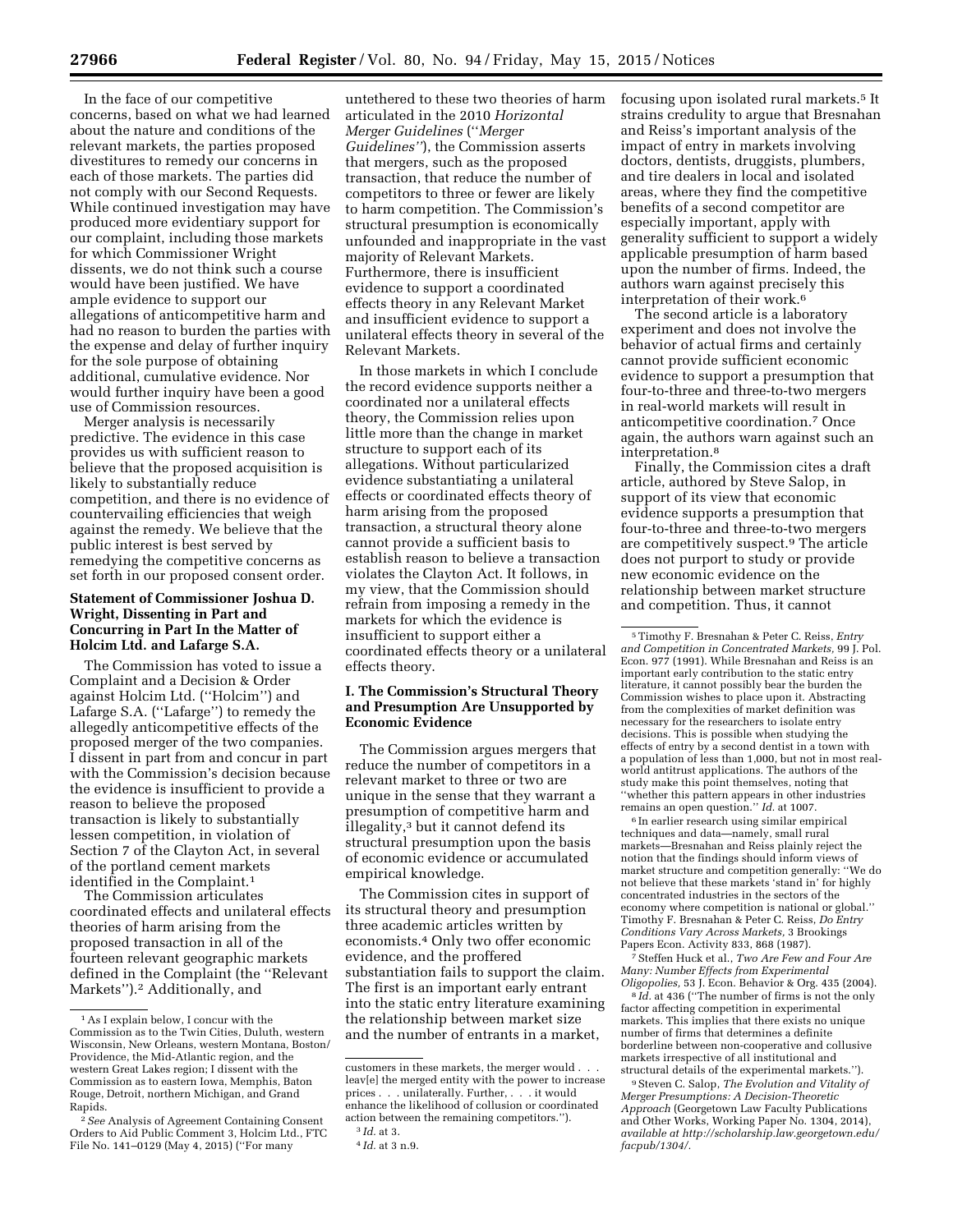In the face of our competitive concerns, based on what we had learned about the nature and conditions of the relevant markets, the parties proposed divestitures to remedy our concerns in each of those markets. The parties did not comply with our Second Requests. While continued investigation may have produced more evidentiary support for our complaint, including those markets for which Commissioner Wright dissents, we do not think such a course would have been justified. We have ample evidence to support our allegations of anticompetitive harm and had no reason to burden the parties with the expense and delay of further inquiry for the sole purpose of obtaining additional, cumulative evidence. Nor would further inquiry have been a good use of Commission resources.

Merger analysis is necessarily predictive. The evidence in this case provides us with sufficient reason to believe that the proposed acquisition is likely to substantially reduce competition, and there is no evidence of countervailing efficiencies that weigh against the remedy. We believe that the public interest is best served by remedying the competitive concerns as set forth in our proposed consent order.

## Statement of Commissioner Joshua D. Wright, Dissenting in Part and Concurring in Part In the Matter of Holcim Ltd. and Lafarge S.A.

The Commission has voted to issue a Complaint and a Decision & Order against Holcim Ltd. (''Holcim'') and Lafarge S.A. (''Lafarge'') to remedy the allegedly anticompetitive effects of the proposed merger of the two companies. I dissent in part from and concur in part with the Commission's decision because the evidence is insufficient to provide a reason to believe the proposed transaction is likely to substantially lessen competition, in violation of Section 7 of the Clayton Act, in several of the portland cement markets identified in the Complaint.[1]

The Commission articulates coordinated effects and unilateral effects theories of harm arising from the proposed transaction in all of the fourteen relevant geographic markets defined in the Complaint (the ''Relevant Markets'').[2] Additionally, and untethered to these two theories of harm articulated in the 2010 *Horizontal Merger Guidelines* (''*Merger Guidelines''*), the Commission asserts that mergers, such as the proposed transaction, that reduce the number of competitors to three or fewer are likely to harm competition. The Commission's structural presumption is economically unfounded and inappropriate in the vast majority of Relevant Markets. Furthermore, there is insufficient evidence to support a coordinated effects theory in any Relevant Market and insufficient evidence to support a unilateral effects theory in several of the Relevant Markets.

In those markets in which I conclude the record evidence supports neither a coordinated nor a unilateral effects theory, the Commission relies upon little more than the change in market structure to support each of its allegations. Without particularized evidence substantiating a unilateral effects or coordinated effects theory of harm arising from the proposed transaction, a structural theory alone cannot provide a sufficient basis to establish reason to believe a transaction violates the Clayton Act. It follows, in my view, that the Commission should refrain from imposing a remedy in the markets for which the evidence is insufficient to support either a coordinated effects theory or a unilateral effects theory.

### I. The Commission's Structural Theory and Presumption Are Unsupported by Economic Evidence

The Commission argues mergers that reduce the number of competitors in a relevant market to three or two are unique in the sense that they warrant a presumption of competitive harm and illegality,[3] but it cannot defend its structural presumption upon the basis of economic evidence or accumulated empirical knowledge.

The Commission cites in support of its structural theory and presumption three academic articles written by economists.[4] Only two offer economic evidence, and the proffered substantiation fails to support the claim. The first is an important early entrant into the static entry literature examining the relationship between market size and the number of entrants in a market, focusing upon isolated rural markets.[5] It strains credulity to argue that Bresnahan and Reiss's important analysis of the impact of entry in markets involving doctors, dentists, druggists, plumbers, and tire dealers in local and isolated areas, where they find the competitive benefits of a second competitor are especially important, apply with generality sufficient to support a widely applicable presumption of harm based upon the number of firms. Indeed, the authors warn against precisely this interpretation of their work.[6]

The second article is a laboratory experiment and does not involve the behavior of actual firms and certainly cannot provide sufficient economic evidence to support a presumption that four-to-three and three-to-two mergers in real-world markets will result in anticompetitive coordination.[7] Once again, the authors warn against such an interpretation.[8]

Finally, the Commission cites a draft article, authored by Steve Salop, in support of its view that economic evidence supports a presumption that four-to-three and three-to-two mergers are competitively suspect.[9] The article does not purport to study or provide new economic evidence on the relationship between market structure and competition. Thus, it cannot

---

[1] As I explain below, I concur with the Commission as to the Twin Cities, Duluth, western Wisconsin, New Orleans, western Montana, Boston/Providence, the Mid-Atlantic region, and the western Great Lakes region; I dissent with the Commission as to eastern Iowa, Memphis, Baton Rouge, Detroit, northern Michigan, and Grand Rapids.

[2] *See* Analysis of Agreement Containing Consent Orders to Aid Public Comment 3, Holcim Ltd., FTC File No. 141–0129 (May 4, 2015) (''For many customers in these markets, the merger would . . . leav[e] the merged entity with the power to increase prices . . . unilaterally. Further, . . . it would enhance the likelihood of collusion or coordinated action between the remaining competitors.'').

[3] *Id.* at 3.

[4] *Id.* at 3 n.9.

[5] Timothy F. Bresnahan & Peter C. Reiss, *Entry and Competition in Concentrated Markets,* 99 J. Pol. Econ. 977 (1991). While Bresnahan and Reiss is an important early contribution to the static entry literature, it cannot possibly bear the burden the Commission wishes to place upon it. Abstracting from the complexities of market definition was necessary for the researchers to isolate entry decisions. This is possible when studying the effects of entry by a second dentist in a town with a population of less than 1,000, but not in most real-world antitrust applications. The authors of the study make this point themselves, noting that ''whether this pattern appears in other industries remains an open question.'' *Id.* at 1007.

[6] In earlier research using similar empirical techniques and data—namely, small rural markets—Bresnahan and Reiss plainly reject the notion that the findings should inform views of market structure and competition generally: ''We do not believe that these markets 'stand in' for highly concentrated industries in the sectors of the economy where competition is national or global.'' Timothy F. Bresnahan & Peter C. Reiss, *Do Entry Conditions Vary Across Markets,* 3 Brookings Papers Econ. Activity 833, 868 (1987).

[7] Steffen Huck et al., *Two Are Few and Four Are Many: Number Effects from Experimental Oligopolies,* 53 J. Econ. Behavior & Org. 435 (2004).

[8] *Id.* at 436 (''The number of firms is not the only factor affecting competition in experimental markets. This implies that there exists no unique number of firms that determines a definite borderline between non-cooperative and collusive markets irrespective of all institutional and structural details of the experimental markets.'').

[9] Steven C. Salop, *The Evolution and Vitality of Merger Presumptions: A Decision-Theoretic Approach* (Georgetown Law Faculty Publications and Other Works, Working Paper No. 1304, 2014), *available at http://scholarship.law.georgetown.edu/facpub/1304/.*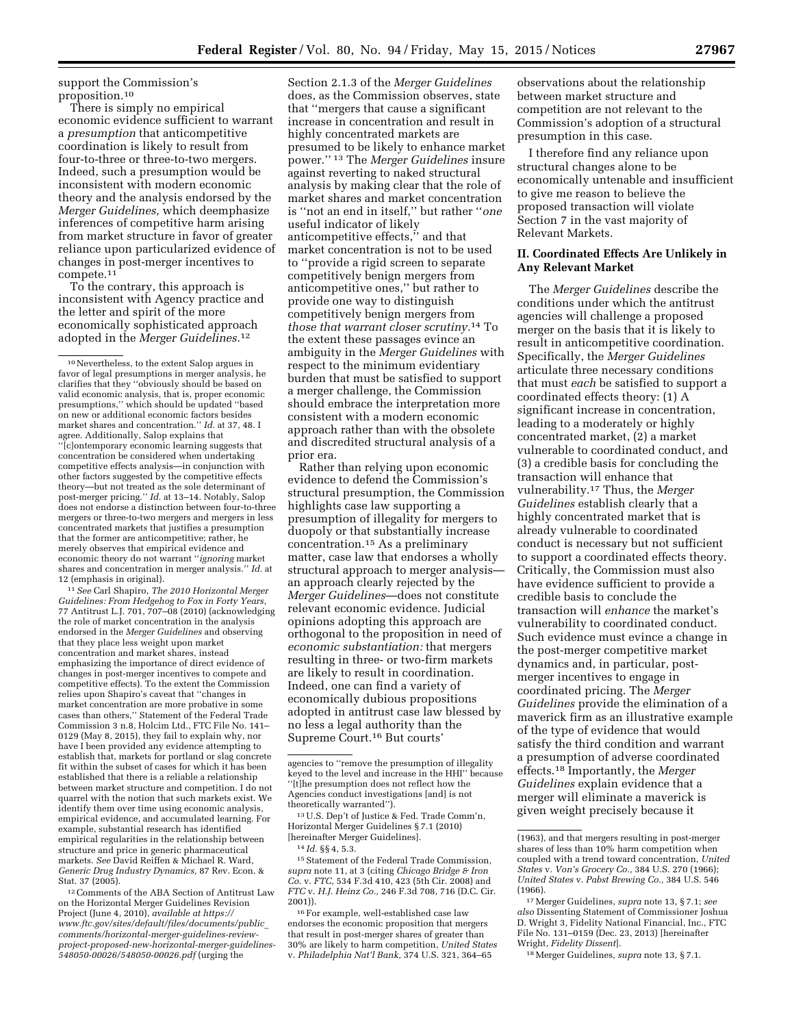support the Commission's proposition.[10]

There is simply no empirical economic evidence sufficient to warrant a *presumption* that anticompetitive coordination is likely to result from four-to-three or three-to-two mergers. Indeed, such a presumption would be inconsistent with modern economic theory and the analysis endorsed by the *Merger Guidelines,* which deemphasize inferences of competitive harm arising from market structure in favor of greater reliance upon particularized evidence of changes in post-merger incentives to compete.[11]

To the contrary, this approach is inconsistent with Agency practice and the letter and spirit of the more economically sophisticated approach adopted in the *Merger Guidelines.*[12] Section 2.1.3 of the *Merger Guidelines* does, as the Commission observes, state that ''mergers that cause a significant increase in concentration and result in highly concentrated markets are presumed to be likely to enhance market power.'' [13] The *Merger Guidelines* insure against reverting to naked structural analysis by making clear that the role of market shares and market concentration is ''not an end in itself,'' but rather ''*one* useful indicator of likely anticompetitive effects,'' and that market concentration is not to be used to ''provide a rigid screen to separate competitively benign mergers from anticompetitive ones,'' but rather to provide one way to distinguish competitively benign mergers from *those that warrant closer scrutiny.*[14] To the extent these passages evince an ambiguity in the *Merger Guidelines* with respect to the minimum evidentiary burden that must be satisfied to support a merger challenge, the Commission should embrace the interpretation more consistent with a modern economic approach rather than with the obsolete and discredited structural analysis of a prior era.

Rather than relying upon economic evidence to defend the Commission's structural presumption, the Commission highlights case law supporting a presumption of illegality for mergers to duopoly or that substantially increase concentration.[15] As a preliminary matter, case law that endorses a wholly structural approach to merger analysis—an approach clearly rejected by the *Merger Guidelines*—does not constitute relevant economic evidence. Judicial opinions adopting this approach are orthogonal to the proposition in need of *economic substantiation:* that mergers resulting in three- or two-firm markets are likely to result in coordination. Indeed, one can find a variety of economically dubious propositions adopted in antitrust case law blessed by no less a legal authority than the Supreme Court.[16] But courts' observations about the relationship between market structure and competition are not relevant to the Commission's adoption of a structural presumption in this case.

I therefore find any reliance upon structural changes alone to be economically untenable and insufficient to give me reason to believe the proposed transaction will violate Section 7 in the vast majority of Relevant Markets.

## II. Coordinated Effects Are Unlikely in Any Relevant Market

The *Merger Guidelines* describe the conditions under which the antitrust agencies will challenge a proposed merger on the basis that it is likely to result in anticompetitive coordination. Specifically, the *Merger Guidelines* articulate three necessary conditions that must *each* be satisfied to support a coordinated effects theory: (1) A significant increase in concentration, leading to a moderately or highly concentrated market, (2) a market vulnerable to coordinated conduct, and (3) a credible basis for concluding the transaction will enhance that vulnerability.[17] Thus, the *Merger Guidelines* establish clearly that a highly concentrated market that is already vulnerable to coordinated conduct is necessary but not sufficient to support a coordinated effects theory. Critically, the Commission must also have evidence sufficient to provide a credible basis to conclude the transaction will *enhance* the market's vulnerability to coordinated conduct. Such evidence must evince a change in the post-merger competitive market dynamics and, in particular, post-merger incentives to engage in coordinated pricing. The *Merger Guidelines* provide the elimination of a maverick firm as an illustrative example of the type of evidence that would satisfy the third condition and warrant a presumption of adverse coordinated effects.[18] Importantly, the *Merger Guidelines* explain evidence that a merger will eliminate a maverick is given weight precisely because it

---

[10] Nevertheless, to the extent Salop argues in favor of legal presumptions in merger analysis, he clarifies that they ''obviously should be based on valid economic analysis, that is, proper economic presumptions,'' which should be updated ''based on new or additional economic factors besides market shares and concentration.'' *Id.* at 37, 48. I agree. Additionally, Salop explains that ''[c]ontemporary economic learning suggests that concentration be considered when undertaking competitive effects analysis—in conjunction with other factors suggested by the competitive effects theory—but not treated as the sole determinant of post-merger pricing.'' *Id.* at 13–14. Notably, Salop does not endorse a distinction between four-to-three mergers or three-to-two mergers and mergers in less concentrated markets that justifies a presumption that the former are anticompetitive; rather, he merely observes that empirical evidence and economic theory do not warrant ''*ignoring* market shares and concentration in merger analysis.'' *Id.* at 12 (emphasis in original).

[11] *See* Carl Shapiro, *The 2010 Horizontal Merger Guidelines: From Hedgehog to Fox in Forty Years,* 77 Antitrust L.J. 701, 707–08 (2010) (acknowledging the role of market concentration in the analysis endorsed in the *Merger Guidelines* and observing that they place less weight upon market concentration and market shares, instead emphasizing the importance of direct evidence of changes in post-merger incentives to compete and competitive effects). To the extent the Commission relies upon Shapiro's caveat that ''changes in market concentration are more probative in some cases than others,'' Statement of the Federal Trade Commission 3 n.8, Holcim Ltd., FTC File No. 141–0129 (May 8, 2015), they fail to explain why, nor have I been provided any evidence attempting to establish that, markets for portland or slag concrete fit within the subset of cases for which it has been established that there is a reliable a relationship between market structure and competition. I do not quarrel with the notion that such markets exist. We identify them over time using economic analysis, empirical evidence, and accumulated learning. For example, substantial research has identified empirical regularities in the relationship between structure and price in generic pharmaceutical markets. *See* David Reiffen & Michael R. Ward, *Generic Drug Industry Dynamics,* 87 Rev. Econ. & Stat. 37 (2005).

[12] Comments of the ABA Section of Antitrust Law on the Horizontal Merger Guidelines Revision Project (June 4, 2010), *available at https://www.ftc.gov/sites/default/files/documents/public_comments/horizontal-merger-guidelines-review-project-proposed-new-horizontal-merger-guidelines-548050-00026/548050-00026.pdf* (urging the agencies to ''remove the presumption of illegality keyed to the level and increase in the HHI'' because ''[t]he presumption does not reflect how the Agencies conduct investigations [and] is not theoretically warranted'').

[13] U.S. Dep't of Justice & Fed. Trade Comm'n, Horizontal Merger Guidelines § 7.1 (2010) [hereinafter Merger Guidelines].

[14] *Id.* §§ 4, 5.3.

[15] Statement of the Federal Trade Commission, *supra* note 11, at 3 (citing *Chicago Bridge & Iron Co.* v. *FTC,* 534 F.3d 410, 423 (5th Cir. 2008) and *FTC* v. *H.J. Heinz Co.,* 246 F.3d 708, 716 (D.C. Cir. 2001)).

[16] For example, well-established case law endorses the economic proposition that mergers that result in post-merger shares of greater than 30% are likely to harm competition, *United States* v. *Philadelphia Nat'l Bank,* 374 U.S. 321, 364–65 (1963), and that mergers resulting in post-merger shares of less than 10% harm competition when coupled with a trend toward concentration, *United States* v. *Von's Grocery Co.,* 384 U.S. 270 (1966); *United States* v. *Pabst Brewing Co.,* 384 U.S. 546 (1966).

[17] Merger Guidelines, *supra* note 13, § 7.1; *see also* Dissenting Statement of Commissioner Joshua D. Wright 3, Fidelity National Financial, Inc., FTC File No. 131–0159 (Dec. 23, 2013) [hereinafter Wright, *Fidelity Dissent*].

[18] Merger Guidelines, *supra* note 13, § 7.1.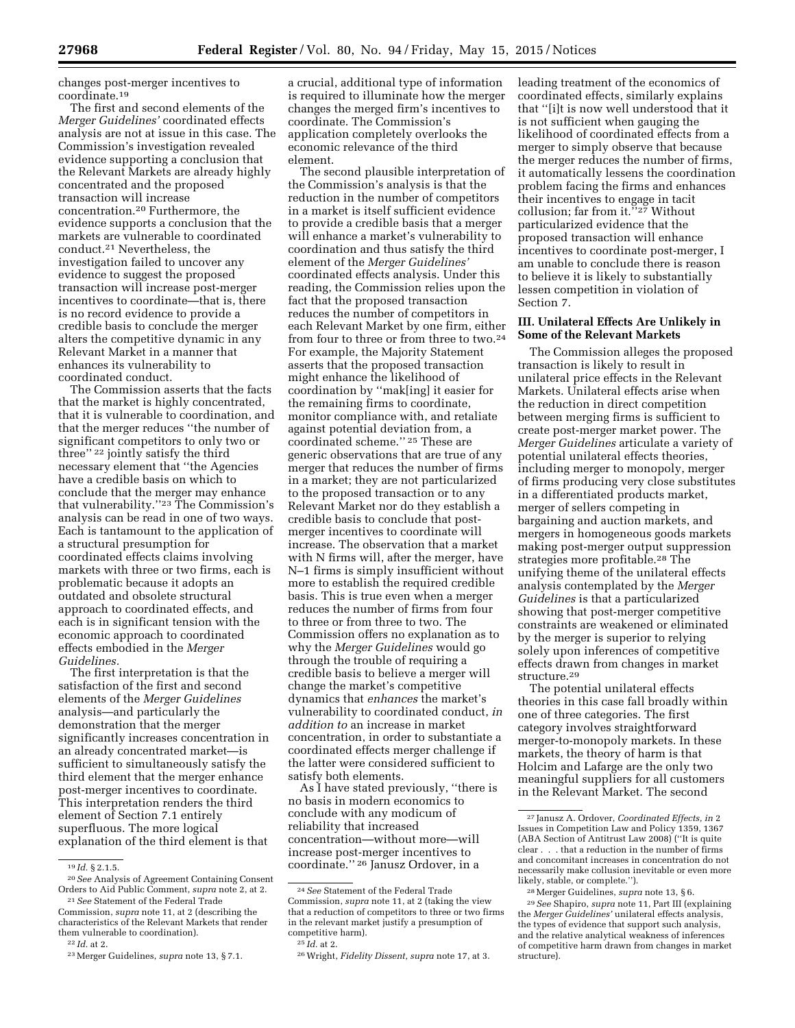changes post-merger incentives to coordinate.[19]

The first and second elements of the *Merger Guidelines'* coordinated effects analysis are not at issue in this case. The Commission's investigation revealed evidence supporting a conclusion that the Relevant Markets are already highly concentrated and the proposed transaction will increase concentration.[20] Furthermore, the evidence supports a conclusion that the markets are vulnerable to coordinated conduct.[21] Nevertheless, the investigation failed to uncover any evidence to suggest the proposed transaction will increase post-merger incentives to coordinate—that is, there is no record evidence to provide a credible basis to conclude the merger alters the competitive dynamic in any Relevant Market in a manner that enhances its vulnerability to coordinated conduct.

The Commission asserts that the facts that the market is highly concentrated, that it is vulnerable to coordination, and that the merger reduces ''the number of significant competitors to only two or three'' [22] jointly satisfy the third necessary element that ''the Agencies have a credible basis on which to conclude that the merger may enhance that vulnerability.''[23] The Commission's analysis can be read in one of two ways. Each is tantamount to the application of a structural presumption for coordinated effects claims involving markets with three or two firms, each is problematic because it adopts an outdated and obsolete structural approach to coordinated effects, and each is in significant tension with the economic approach to coordinated effects embodied in the *Merger Guidelines.*

The first interpretation is that the satisfaction of the first and second elements of the *Merger Guidelines* analysis—and particularly the demonstration that the merger significantly increases concentration in an already concentrated market—is sufficient to simultaneously satisfy the third element that the merger enhance post-merger incentives to coordinate. This interpretation renders the third element of Section 7.1 entirely superfluous. The more logical explanation of the third element is that a crucial, additional type of information is required to illuminate how the merger changes the merged firm's incentives to coordinate. The Commission's application completely overlooks the economic relevance of the third element.

The second plausible interpretation of the Commission's analysis is that the reduction in the number of competitors in a market is itself sufficient evidence to provide a credible basis that a merger will enhance a market's vulnerability to coordination and thus satisfy the third element of the *Merger Guidelines'* coordinated effects analysis. Under this reading, the Commission relies upon the fact that the proposed transaction reduces the number of competitors in each Relevant Market by one firm, either from four to three or from three to two.[24] For example, the Majority Statement asserts that the proposed transaction might enhance the likelihood of coordination by ''mak[ing] it easier for the remaining firms to coordinate, monitor compliance with, and retaliate against potential deviation from, a coordinated scheme.'' [25] These are generic observations that are true of any merger that reduces the number of firms in a market; they are not particularized to the proposed transaction or to any Relevant Market nor do they establish a credible basis to conclude that post-merger incentives to coordinate will increase. The observation that a market with N firms will, after the merger, have N–1 firms is simply insufficient without more to establish the required credible basis. This is true even when a merger reduces the number of firms from four to three or from three to two. The Commission offers no explanation as to why the *Merger Guidelines* would go through the trouble of requiring a credible basis to believe a merger will change the market's competitive dynamics that *enhances* the market's vulnerability to coordinated conduct, *in addition to* an increase in market concentration, in order to substantiate a coordinated effects merger challenge if the latter were considered sufficient to satisfy both elements.

As I have stated previously, ''there is no basis in modern economics to conclude with any modicum of reliability that increased concentration—without more—will increase post-merger incentives to coordinate.'' [26] Janusz Ordover, in a leading treatment of the economics of coordinated effects, similarly explains that ''[i]t is now well understood that it is not sufficient when gauging the likelihood of coordinated effects from a merger to simply observe that because the merger reduces the number of firms, it automatically lessens the coordination problem facing the firms and enhances their incentives to engage in tacit collusion; far from it.''[27] Without particularized evidence that the proposed transaction will enhance incentives to coordinate post-merger, I am unable to conclude there is reason to believe it is likely to substantially lessen competition in violation of Section 7.

### III. Unilateral Effects Are Unlikely in Some of the Relevant Markets

The Commission alleges the proposed transaction is likely to result in unilateral price effects in the Relevant Markets. Unilateral effects arise when the reduction in direct competition between merging firms is sufficient to create post-merger market power. The *Merger Guidelines* articulate a variety of potential unilateral effects theories, including merger to monopoly, merger of firms producing very close substitutes in a differentiated products market, merger of sellers competing in bargaining and auction markets, and mergers in homogeneous goods markets making post-merger output suppression strategies more profitable.[28] The unifying theme of the unilateral effects analysis contemplated by the *Merger Guidelines* is that a particularized showing that post-merger competitive constraints are weakened or eliminated by the merger is superior to relying solely upon inferences of competitive effects drawn from changes in market structure.[29]

The potential unilateral effects theories in this case fall broadly within one of three categories. The first category involves straightforward merger-to-monopoly markets. In these markets, the theory of harm is that Holcim and Lafarge are the only two meaningful suppliers for all customers in the Relevant Market. The second

---

[19] *Id.* § 2.1.5.

[20] *See* Analysis of Agreement Containing Consent Orders to Aid Public Comment, *supra* note 2, at 2.

[21] *See* Statement of the Federal Trade Commission, *supra* note 11, at 2 (describing the characteristics of the Relevant Markets that render them vulnerable to coordination).

[22] *Id.* at 2.

[23] Merger Guidelines, *supra* note 13, § 7.1.

[24] *See* Statement of the Federal Trade Commission, *supra* note 11, at 2 (taking the view that a reduction of competitors to three or two firms in the relevant market justify a presumption of competitive harm).

[25] *Id.* at 2.

[26] Wright, *Fidelity Dissent, supra* note 17, at 3.

[27] Janusz A. Ordover, *Coordinated Effects, in* 2 Issues in Competition Law and Policy 1359, 1367 (ABA Section of Antitrust Law 2008) (''It is quite clear . . . that a reduction in the number of firms and concomitant increases in concentration do not necessarily make collusion inevitable or even more likely, stable, or complete.'').

[28] Merger Guidelines, *supra* note 13, § 6.

[29] *See* Shapiro, *supra* note 11, Part III (explaining the *Merger Guidelines'* unilateral effects analysis, the types of evidence that support such analysis, and the relative analytical weakness of inferences of competitive harm drawn from changes in market structure).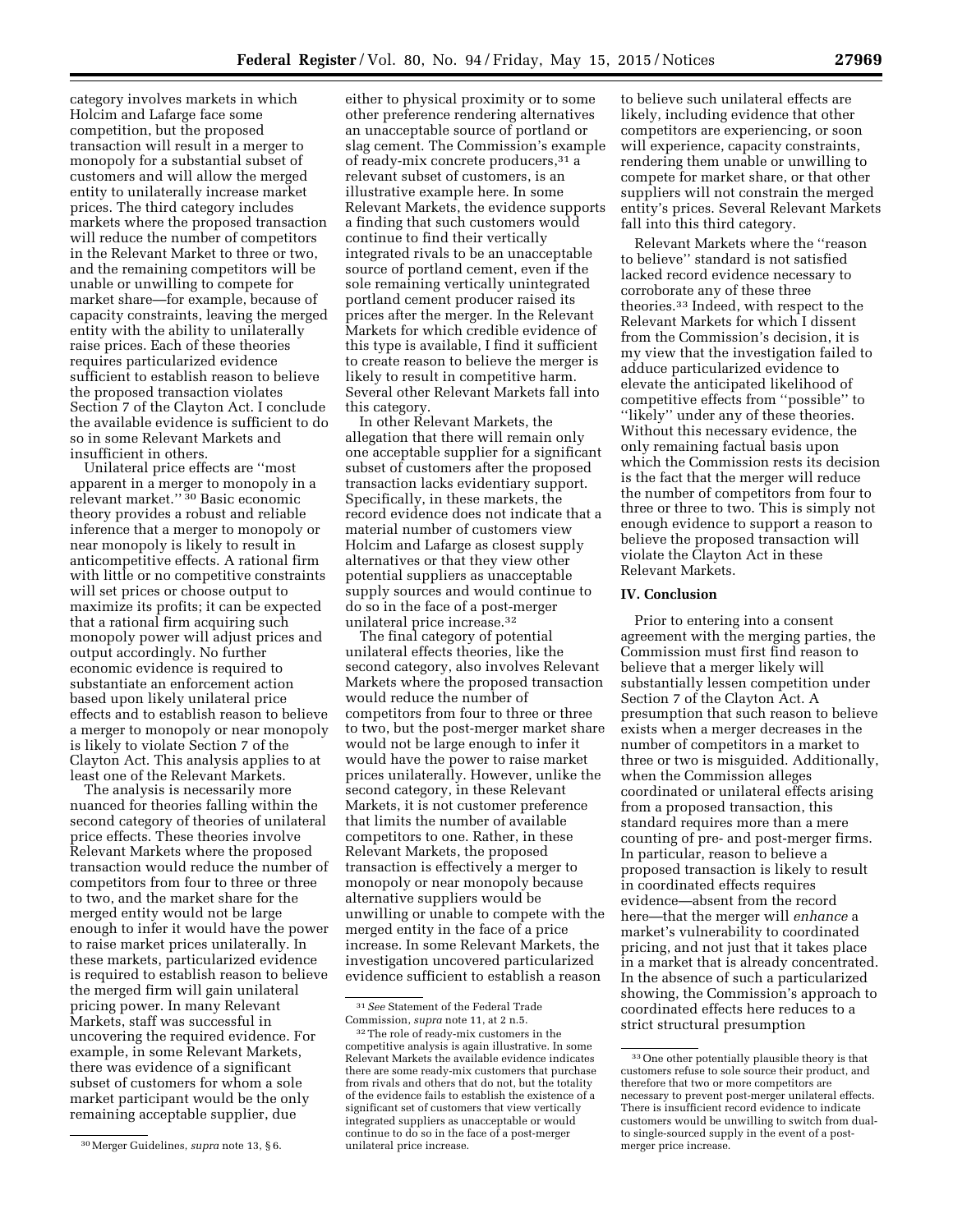category involves markets in which Holcim and Lafarge face some competition, but the proposed transaction will result in a merger to monopoly for a substantial subset of customers and will allow the merged entity to unilaterally increase market prices. The third category includes markets where the proposed transaction will reduce the number of competitors in the Relevant Market to three or two, and the remaining competitors will be unable or unwilling to compete for market share—for example, because of capacity constraints, leaving the merged entity with the ability to unilaterally raise prices. Each of these theories requires particularized evidence sufficient to establish reason to believe the proposed transaction violates Section 7 of the Clayton Act. I conclude the available evidence is sufficient to do so in some Relevant Markets and insufficient in others.

Unilateral price effects are ''most apparent in a merger to monopoly in a relevant market.'' [30] Basic economic theory provides a robust and reliable inference that a merger to monopoly or near monopoly is likely to result in anticompetitive effects. A rational firm with little or no competitive constraints will set prices or choose output to maximize its profits; it can be expected that a rational firm acquiring such monopoly power will adjust prices and output accordingly. No further economic evidence is required to substantiate an enforcement action based upon likely unilateral price effects and to establish reason to believe a merger to monopoly or near monopoly is likely to violate Section 7 of the Clayton Act. This analysis applies to at least one of the Relevant Markets.

The analysis is necessarily more nuanced for theories falling within the second category of theories of unilateral price effects. These theories involve Relevant Markets where the proposed transaction would reduce the number of competitors from four to three or three to two, and the market share for the merged entity would not be large enough to infer it would have the power to raise market prices unilaterally. In these markets, particularized evidence is required to establish reason to believe the merged firm will gain unilateral pricing power. In many Relevant Markets, staff was successful in uncovering the required evidence. For example, in some Relevant Markets, there was evidence of a significant subset of customers for whom a sole market participant would be the only remaining acceptable supplier, due either to physical proximity or to some other preference rendering alternatives an unacceptable source of portland or slag cement. The Commission's example of ready-mix concrete producers,[31] a relevant subset of customers, is an illustrative example here. In some Relevant Markets, the evidence supports a finding that such customers would continue to find their vertically integrated rivals to be an unacceptable source of portland cement, even if the sole remaining vertically unintegrated portland cement producer raised its prices after the merger. In the Relevant Markets for which credible evidence of this type is available, I find it sufficient to create reason to believe the merger is likely to result in competitive harm. Several other Relevant Markets fall into this category.

In other Relevant Markets, the allegation that there will remain only one acceptable supplier for a significant subset of customers after the proposed transaction lacks evidentiary support. Specifically, in these markets, the record evidence does not indicate that a material number of customers view Holcim and Lafarge as closest supply alternatives or that they view other potential suppliers as unacceptable supply sources and would continue to do so in the face of a post-merger unilateral price increase.[32]

The final category of potential unilateral effects theories, like the second category, also involves Relevant Markets where the proposed transaction would reduce the number of competitors from four to three or three to two, but the post-merger market share would not be large enough to infer it would have the power to raise market prices unilaterally. However, unlike the second category, in these Relevant Markets, it is not customer preference that limits the number of available competitors to one. Rather, in these Relevant Markets, the proposed transaction is effectively a merger to monopoly or near monopoly because alternative suppliers would be unwilling or unable to compete with the merged entity in the face of a price increase. In some Relevant Markets, the investigation uncovered particularized evidence sufficient to establish a reason to believe such unilateral effects are likely, including evidence that other competitors are experiencing, or soon will experience, capacity constraints, rendering them unable or unwilling to compete for market share, or that other suppliers will not constrain the merged entity's prices. Several Relevant Markets fall into this third category.

Relevant Markets where the ''reason to believe'' standard is not satisfied lacked record evidence necessary to corroborate any of these three theories.[33] Indeed, with respect to the Relevant Markets for which I dissent from the Commission's decision, it is my view that the investigation failed to adduce particularized evidence to elevate the anticipated likelihood of competitive effects from ''possible'' to ''likely'' under any of these theories. Without this necessary evidence, the only remaining factual basis upon which the Commission rests its decision is the fact that the merger will reduce the number of competitors from four to three or three to two. This is simply not enough evidence to support a reason to believe the proposed transaction will violate the Clayton Act in these Relevant Markets.

## IV. Conclusion

Prior to entering into a consent agreement with the merging parties, the Commission must first find reason to believe that a merger likely will substantially lessen competition under Section 7 of the Clayton Act. A presumption that such reason to believe exists when a merger decreases in the number of competitors in a market to three or two is misguided. Additionally, when the Commission alleges coordinated or unilateral effects arising from a proposed transaction, this standard requires more than a mere counting of pre- and post-merger firms. In particular, reason to believe a proposed transaction is likely to result in coordinated effects requires evidence—absent from the record here—that the merger will *enhance* a market's vulnerability to coordinated pricing, and not just that it takes place in a market that is already concentrated. In the absence of such a particularized showing, the Commission's approach to coordinated effects here reduces to a strict structural presumption

---

[30] Merger Guidelines, *supra* note 13, § 6.

[31] *See* Statement of the Federal Trade Commission, *supra* note 11, at 2 n.5.

[32] The role of ready-mix customers in the competitive analysis is again illustrative. In some Relevant Markets the available evidence indicates there are some ready-mix customers that purchase from rivals and others that do not, but the totality of the evidence fails to establish the existence of a significant set of customers that view vertically integrated suppliers as unacceptable or would continue to do so in the face of a post-merger unilateral price increase.

[33] One other potentially plausible theory is that customers refuse to sole source their product, and therefore that two or more competitors are necessary to prevent post-merger unilateral effects. There is insufficient record evidence to indicate customers would be unwilling to switch from dual- to single-sourced supply in the event of a post-merger price increase.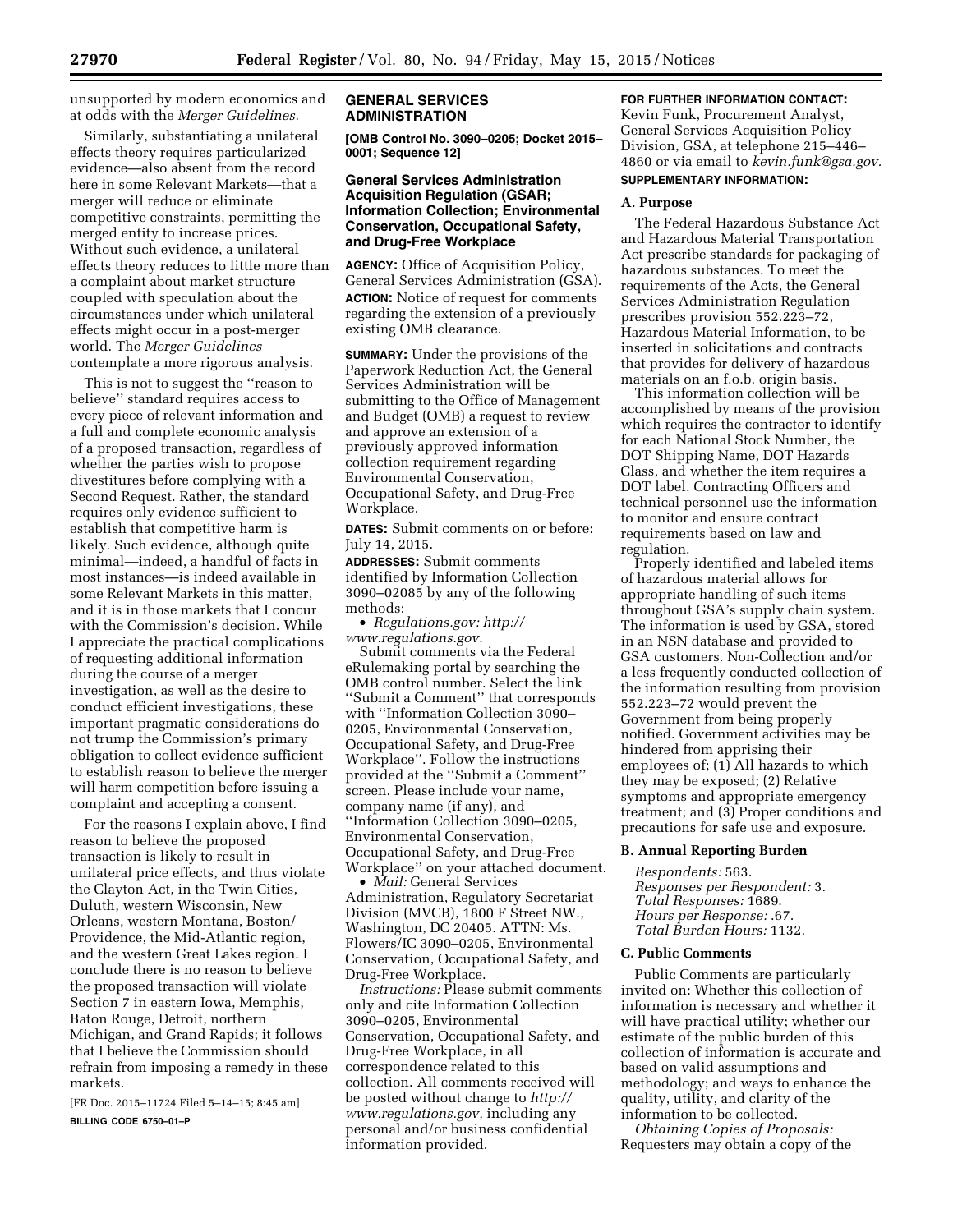unsupported by modern economics and at odds with the *Merger Guidelines.*

Similarly, substantiating a unilateral effects theory requires particularized evidence—also absent from the record here in some Relevant Markets—that a merger will reduce or eliminate competitive constraints, permitting the merged entity to increase prices. Without such evidence, a unilateral effects theory reduces to little more than a complaint about market structure coupled with speculation about the circumstances under which unilateral effects might occur in a post-merger world. The *Merger Guidelines* contemplate a more rigorous analysis.

This is not to suggest the ''reason to believe'' standard requires access to every piece of relevant information and a full and complete economic analysis of a proposed transaction, regardless of whether the parties wish to propose divestitures before complying with a Second Request. Rather, the standard requires only evidence sufficient to establish that competitive harm is likely. Such evidence, although quite minimal—indeed, a handful of facts in most instances—is indeed available in some Relevant Markets in this matter, and it is in those markets that I concur with the Commission's decision. While I appreciate the practical complications of requesting additional information during the course of a merger investigation, as well as the desire to conduct efficient investigations, these important pragmatic considerations do not trump the Commission's primary obligation to collect evidence sufficient to establish reason to believe the merger will harm competition before issuing a complaint and accepting a consent.

For the reasons I explain above, I find reason to believe the proposed transaction is likely to result in unilateral price effects, and thus violate the Clayton Act, in the Twin Cities, Duluth, western Wisconsin, New Orleans, western Montana, Boston/Providence, the Mid-Atlantic region, and the western Great Lakes region. I conclude there is no reason to believe the proposed transaction will violate Section 7 in eastern Iowa, Memphis, Baton Rouge, Detroit, northern Michigan, and Grand Rapids; it follows that I believe the Commission should refrain from imposing a remedy in these markets.

[FR Doc. 2015–11724 Filed 5–14–15; 8:45 am]

**BILLING CODE 6750–01–P**

## GENERAL SERVICES ADMINISTRATION

**[OMB Control No. 3090–0205; Docket 2015–0001; Sequence 12]**

### General Services Administration Acquisition Regulation (GSAR; Information Collection; Environmental Conservation, Occupational Safety, and Drug-Free Workplace

**AGENCY:** Office of Acquisition Policy, General Services Administration (GSA).

**ACTION:** Notice of request for comments regarding the extension of a previously existing OMB clearance.

**SUMMARY:** Under the provisions of the Paperwork Reduction Act, the General Services Administration will be submitting to the Office of Management and Budget (OMB) a request to review and approve an extension of a previously approved information collection requirement regarding Environmental Conservation, Occupational Safety, and Drug-Free Workplace.

**DATES:** Submit comments on or before: July 14, 2015.

**ADDRESSES:** Submit comments identified by Information Collection 3090–02085 by any of the following methods:

- *Regulations.gov: http://www.regulations.gov.*

Submit comments via the Federal eRulemaking portal by searching the OMB control number. Select the link ''Submit a Comment'' that corresponds with ''Information Collection 3090–0205, Environmental Conservation, Occupational Safety, and Drug-Free Workplace''. Follow the instructions provided at the ''Submit a Comment'' screen. Please include your name, company name (if any), and ''Information Collection 3090–0205, Environmental Conservation, Occupational Safety, and Drug-Free Workplace'' on your attached document.

- *Mail:* General Services Administration, Regulatory Secretariat Division (MVCB), 1800 F Street NW., Washington, DC 20405. ATTN: Ms. Flowers/IC 3090–0205, Environmental Conservation, Occupational Safety, and Drug-Free Workplace.

*Instructions:* Please submit comments only and cite Information Collection 3090–0205, Environmental Conservation, Occupational Safety, and Drug-Free Workplace, in all correspondence related to this collection. All comments received will be posted without change to *http://www.regulations.gov,* including any personal and/or business confidential information provided.

**FOR FURTHER INFORMATION CONTACT:** Kevin Funk, Procurement Analyst, General Services Acquisition Policy Division, GSA, at telephone 215–446–4860 or via email to *kevin.funk@gsa.gov.*

**SUPPLEMENTARY INFORMATION:**

### A. Purpose

The Federal Hazardous Substance Act and Hazardous Material Transportation Act prescribe standards for packaging of hazardous substances. To meet the requirements of the Acts, the General Services Administration Regulation prescribes provision 552.223–72, Hazardous Material Information, to be inserted in solicitations and contracts that provides for delivery of hazardous materials on an f.o.b. origin basis.

This information collection will be accomplished by means of the provision which requires the contractor to identify for each National Stock Number, the DOT Shipping Name, DOT Hazards Class, and whether the item requires a DOT label. Contracting Officers and technical personnel use the information to monitor and ensure contract requirements based on law and regulation.

Properly identified and labeled items of hazardous material allows for appropriate handling of such items throughout GSA's supply chain system. The information is used by GSA, stored in an NSN database and provided to GSA customers. Non-Collection and/or a less frequently conducted collection of the information resulting from provision 552.223–72 would prevent the Government from being properly notified. Government activities may be hindered from apprising their employees of; (1) All hazards to which they may be exposed; (2) Relative symptoms and appropriate emergency treatment; and (3) Proper conditions and precautions for safe use and exposure.

### B. Annual Reporting Burden

*Respondents:* 563.
*Responses per Respondent:* 3.
*Total Responses:* 1689.
*Hours per Response:* .67.
*Total Burden Hours:* 1132.

### C. Public Comments

Public Comments are particularly invited on: Whether this collection of information is necessary and whether it will have practical utility; whether our estimate of the public burden of this collection of information is accurate and based on valid assumptions and methodology; and ways to enhance the quality, utility, and clarity of the information to be collected.

*Obtaining Copies of Proposals:* Requesters may obtain a copy of the